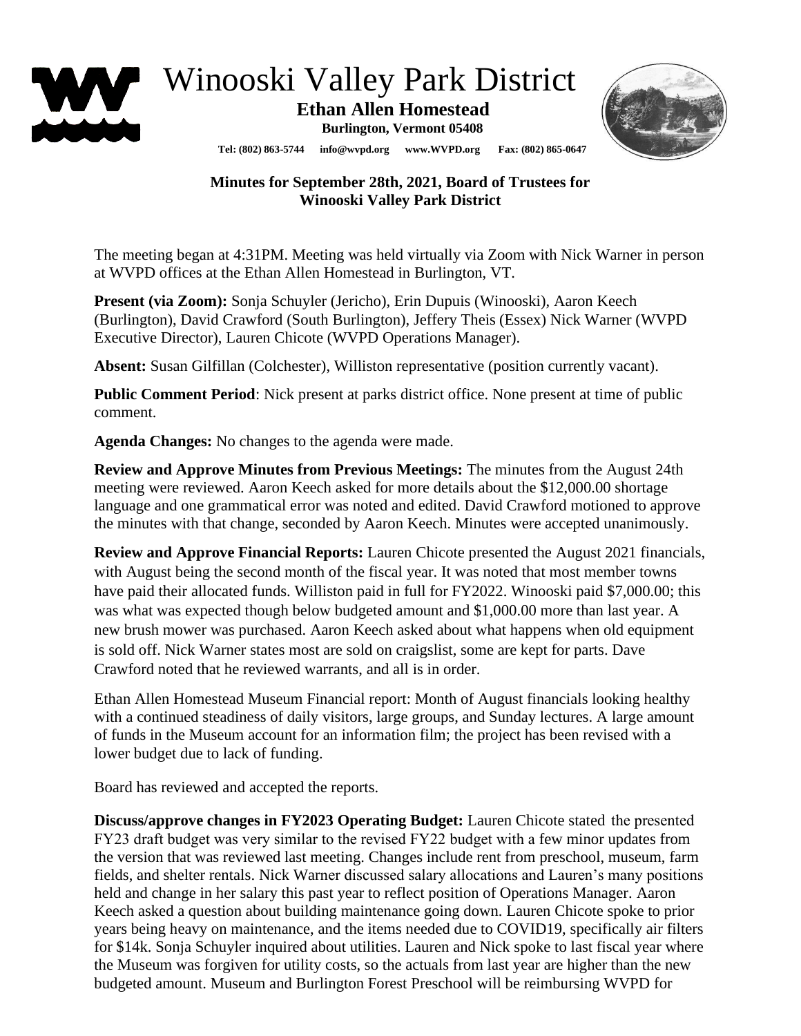# Winooski Valley Park District

**Ethan Allen Homestead**

**Burlington, Vermont 05408**

**Tel: (802) 863-5744 info@wvpd.org www.WVPD.org Fax: (802) 865-0647**

## Minutes for September 28th, 2021, Board of Trustees for Winooski Valley Park District

The meeting began at 4:31PM. Meeting was held virtually via Zoom with Nick Warner in person at WVPD offices at the Ethan Allen Homestead in Burlington, VT.

**Present (via Zoom):** Sonja Schuyler (Jericho), Erin Dupuis (Winooski), Aaron Keech (Burlington), David Crawford (South Burlington), Jeffery Theis (Essex) Nick Warner (WVPD Executive Director), Lauren Chicote (WVPD Operations Manager).

**Absent:** Susan Gilfillan (Colchester), Williston representative (position currently vacant).

**Public Comment Period**: Nick present at parks district office. None present at time of public comment.

**Agenda Changes:** No changes to the agenda were made.

**Review and Approve Minutes from Previous Meetings:** The minutes from the August 24th meeting were reviewed. Aaron Keech asked for more details about the $12,000.00 shortage language and one grammatical error was noted and edited. David Crawford motioned to approve the minutes with that change, seconded by Aaron Keech. Minutes were accepted unanimously.

**Review and Approve Financial Reports:** Lauren Chicote presented the August 2021 financials, with August being the second month of the fiscal year. It was noted that most member towns have paid their allocated funds. Williston paid in full for FY2022. Winooski paid $7,000.00; this was what was expected though below budgeted amount and $1,000.00 more than last year. A new brush mower was purchased. Aaron Keech asked about what happens when old equipment is sold off. Nick Warner states most are sold on craigslist, some are kept for parts. Dave Crawford noted that he reviewed warrants, and all is in order.

Ethan Allen Homestead Museum Financial report: Month of August financials looking healthy with a continued steadiness of daily visitors, large groups, and Sunday lectures. A large amount of funds in the Museum account for an information film; the project has been revised with a lower budget due to lack of funding.

Board has reviewed and accepted the reports.

**Discuss/approve changes in FY2023 Operating Budget:** Lauren Chicote stated the presented FY23 draft budget was very similar to the revised FY22 budget with a few minor updates from the version that was reviewed last meeting. Changes include rent from preschool, museum, farm fields, and shelter rentals. Nick Warner discussed salary allocations and Lauren's many positions held and change in her salary this past year to reflect position of Operations Manager. Aaron Keech asked a question about building maintenance going down. Lauren Chicote spoke to prior years being heavy on maintenance, and the items needed due to COVID19, specifically air filters for $14k. Sonja Schuyler inquired about utilities. Lauren and Nick spoke to last fiscal year where the Museum was forgiven for utility costs, so the actuals from last year are higher than the new budgeted amount. Museum and Burlington Forest Preschool will be reimbursing WVPD for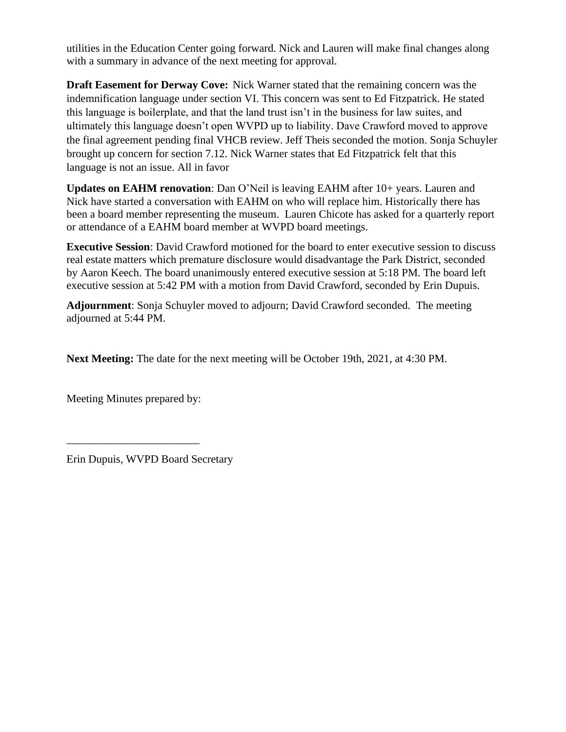utilities in the Education Center going forward. Nick and Lauren will make final changes along with a summary in advance of the next meeting for approval.

**Draft Easement for Derway Cove:** Nick Warner stated that the remaining concern was the indemnification language under section VI. This concern was sent to Ed Fitzpatrick. He stated this language is boilerplate, and that the land trust isn't in the business for law suites, and ultimately this language doesn't open WVPD up to liability. Dave Crawford moved to approve the final agreement pending final VHCB review. Jeff Theis seconded the motion. Sonja Schuyler brought up concern for section 7.12. Nick Warner states that Ed Fitzpatrick felt that this language is not an issue. All in favor

**Updates on EAHM renovation**: Dan O'Neil is leaving EAHM after 10+ years. Lauren and Nick have started a conversation with EAHM on who will replace him. Historically there has been a board member representing the museum. Lauren Chicote has asked for a quarterly report or attendance of a EAHM board member at WVPD board meetings.

**Executive Session**: David Crawford motioned for the board to enter executive session to discuss real estate matters which premature disclosure would disadvantage the Park District, seconded by Aaron Keech. The board unanimously entered executive session at 5:18 PM. The board left executive session at 5:42 PM with a motion from David Crawford, seconded by Erin Dupuis.

**Adjournment**: Sonja Schuyler moved to adjourn; David Crawford seconded. The meeting adjourned at 5:44 PM.

**Next Meeting:** The date for the next meeting will be October 19th, 2021, at 4:30 PM.

Meeting Minutes prepared by:

________________________

Erin Dupuis, WVPD Board Secretary